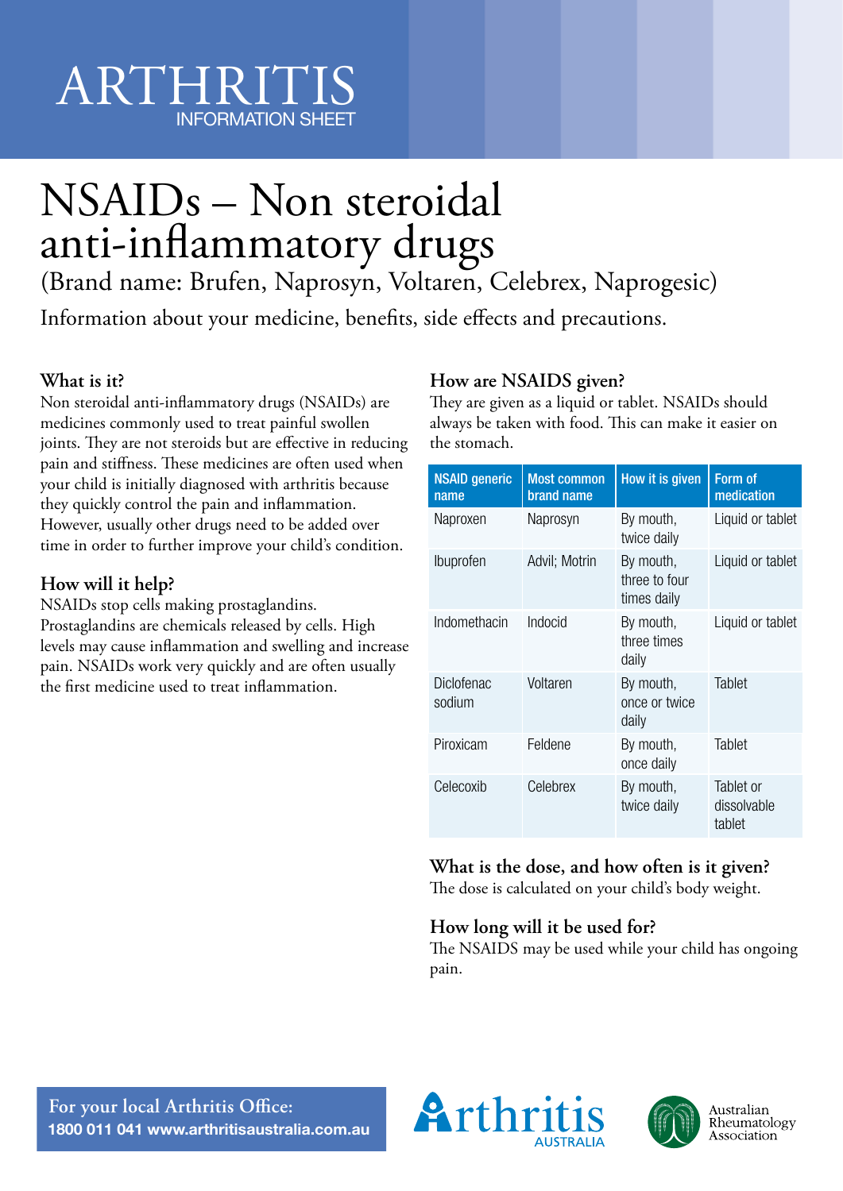ARTHRITIS
INFORMATION SHEET

# NSAIDs – Non steroidal anti-inflammatory drugs

(Brand name: Brufen, Naprosyn, Voltaren, Celebrex, Naprogesic)

Information about your medicine, benefits, side effects and precautions.

### What is it?

Non steroidal anti-inflammatory drugs (NSAIDs) are medicines commonly used to treat painful swollen joints. They are not steroids but are effective in reducing pain and stiffness. These medicines are often used when your child is initially diagnosed with arthritis because they quickly control the pain and inflammation. However, usually other drugs need to be added over time in order to further improve your child's condition.

### How will it help?

NSAIDs stop cells making prostaglandins. Prostaglandins are chemicals released by cells. High levels may cause inflammation and swelling and increase pain. NSAIDs work very quickly and are often usually the first medicine used to treat inflammation.

### How are NSAIDS given?

They are given as a liquid or tablet. NSAIDs should always be taken with food. This can make it easier on the stomach.

| NSAID generic name | Most common brand name | How it is given | Form of medication |
|---|---|---|---|
| Naproxen | Naprosyn | By mouth, twice daily | Liquid or tablet |
| Ibuprofen | Advil; Motrin | By mouth, three to four times daily | Liquid or tablet |
| Indomethacin | Indocid | By mouth, three times daily | Liquid or tablet |
| Diclofenac sodium | Voltaren | By mouth, once or twice daily | Tablet |
| Piroxicam | Feldene | By mouth, once daily | Tablet |
| Celecoxib | Celebrex | By mouth, twice daily | Tablet or dissolvable tablet |

### What is the dose, and how often is it given?

The dose is calculated on your child's body weight.

### How long will it be used for?

The NSAIDS may be used while your child has ongoing pain.

For your local Arthritis Office:
1800 011 041 www.arthritisaustralia.com.au

Arthritis AUSTRALIA

Australian Rheumatology Association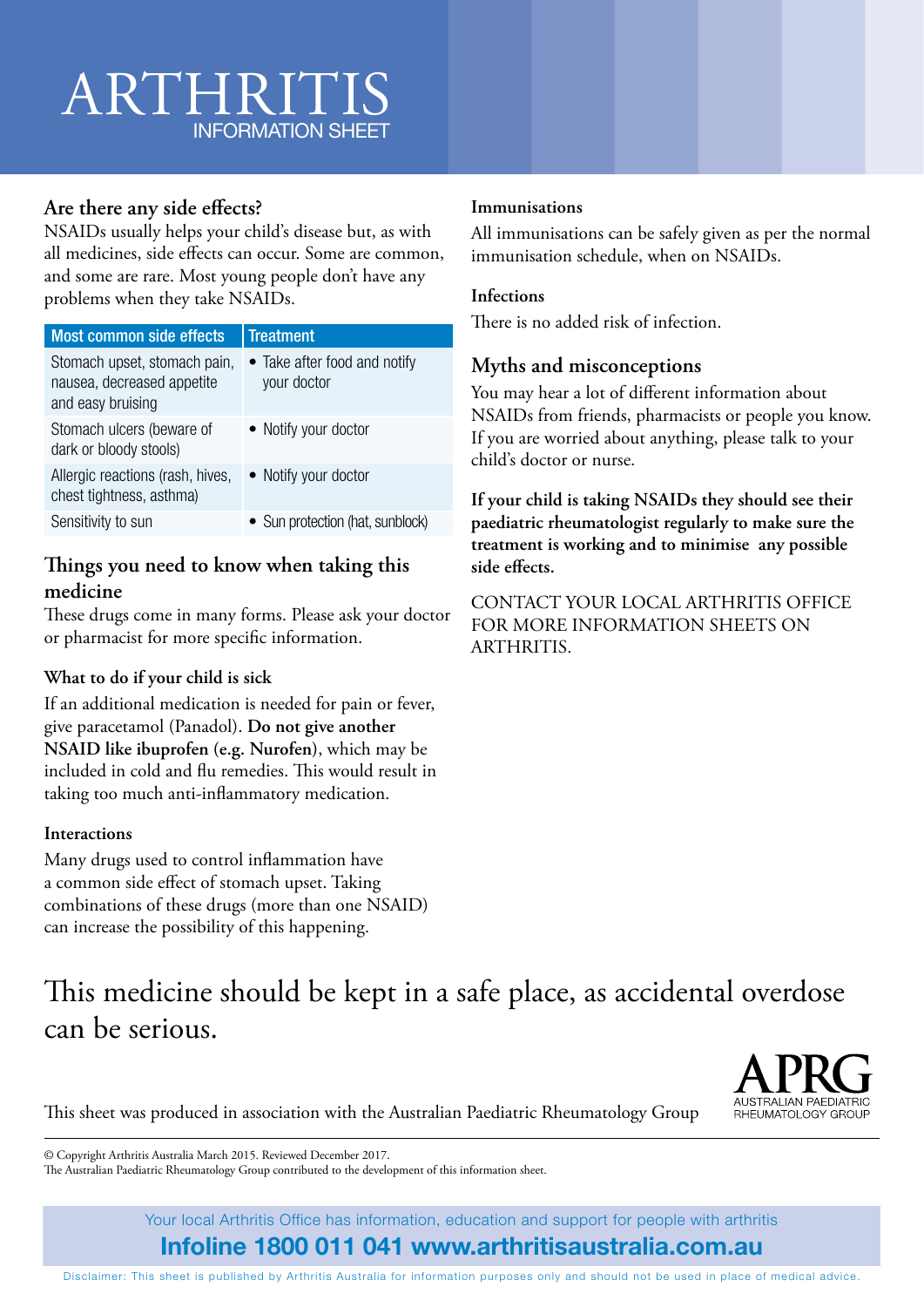# ARTHRITIS
INFORMATION SHEET

## Are there any side effects?

NSAIDs usually helps your child's disease but, as with all medicines, side effects can occur. Some are common, and some are rare. Most young people don't have any problems when they take NSAIDs.

| Most common side effects | Treatment |
|---|---|
| Stomach upset, stomach pain, nausea, decreased appetite and easy bruising | • Take after food and notify your doctor |
| Stomach ulcers (beware of dark or bloody stools) | • Notify your doctor |
| Allergic reactions (rash, hives, chest tightness, asthma) | • Notify your doctor |
| Sensitivity to sun | • Sun protection (hat, sunblock) |

## Things you need to know when taking this medicine

These drugs come in many forms. Please ask your doctor or pharmacist for more specific information.

### What to do if your child is sick

If an additional medication is needed for pain or fever, give paracetamol (Panadol). **Do not give another NSAID like ibuprofen (e.g. Nurofen)**, which may be included in cold and flu remedies. This would result in taking too much anti-inflammatory medication.

### Interactions

Many drugs used to control inflammation have a common side effect of stomach upset. Taking combinations of these drugs (more than one NSAID) can increase the possibility of this happening.

### Immunisations

All immunisations can be safely given as per the normal immunisation schedule, when on NSAIDs.

### Infections

There is no added risk of infection.

## Myths and misconceptions

You may hear a lot of different information about NSAIDs from friends, pharmacists or people you know. If you are worried about anything, please talk to your child's doctor or nurse.

**If your child is taking NSAIDs they should see their paediatric rheumatologist regularly to make sure the treatment is working and to minimise any possible side effects.**

CONTACT YOUR LOCAL ARTHRITIS OFFICE FOR MORE INFORMATION SHEETS ON ARTHRITIS.

This medicine should be kept in a safe place, as accidental overdose can be serious.

This sheet was produced in association with the Australian Paediatric Rheumatology Group

APRG AUSTRALIAN PAEDIATRIC RHEUMATOLOGY GROUP

© Copyright Arthritis Australia March 2015. Reviewed December 2017.
The Australian Paediatric Rheumatology Group contributed to the development of this information sheet.

Your local Arthritis Office has information, education and support for people with arthritis

**Infoline 1800 011 041 www.arthritisaustralia.com.au**

Disclaimer: This sheet is published by Arthritis Australia for information purposes only and should not be used in place of medical advice.